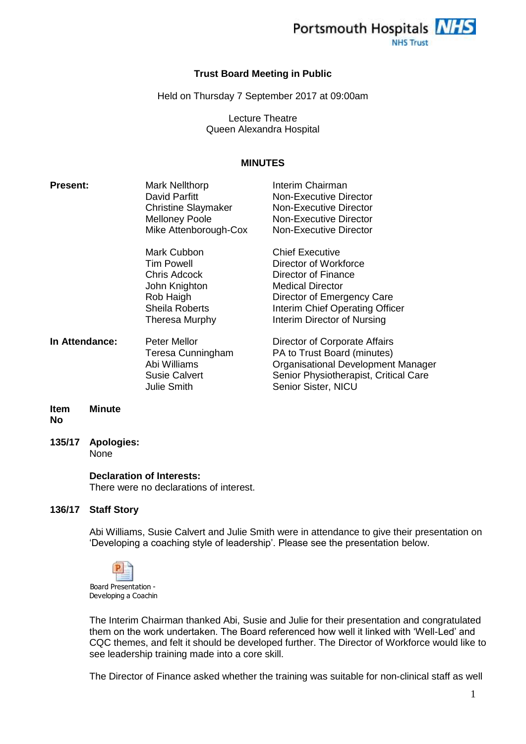Portsmouth Hospitals NHS Trust

# Trust Board Meeting in Public

Held on Thursday 7 September 2017 at 09:00am

Lecture Theatre
Queen Alexandra Hospital

## MINUTES

| | | |
|---|---|---|
| **Present:** | Mark Nellthorp | Interim Chairman |
| | David Parfitt | Non-Executive Director |
| | Christine Slaymaker | Non-Executive Director |
| | Melloney Poole | Non-Executive Director |
| | Mike Attenborough-Cox | Non-Executive Director |
| | Mark Cubbon | Chief Executive |
| | Tim Powell | Director of Workforce |
| | Chris Adcock | Director of Finance |
| | John Knighton | Medical Director |
| | Rob Haigh | Director of Emergency Care |
| | Sheila Roberts | Interim Chief Operating Officer |
| | Theresa Murphy | Interim Director of Nursing |
| **In Attendance:** | Peter Mellor | Director of Corporate Affairs |
| | Teresa Cunningham | PA to Trust Board (minutes) |
| | Abi Williams | Organisational Development Manager |
| | Susie Calvert | Senior Physiotherapist, Critical Care |
| | Julie Smith | Senior Sister, NICU |

**Item No** **Minute**

**135/17** **Apologies:**
None

**Declaration of Interests:**
There were no declarations of interest.

**136/17** **Staff Story**

Abi Williams, Susie Calvert and Julie Smith were in attendance to give their presentation on 'Developing a coaching style of leadership'. Please see the presentation below.

Board Presentation - Developing a Coachin

The Interim Chairman thanked Abi, Susie and Julie for their presentation and congratulated them on the work undertaken. The Board referenced how well it linked with 'Well-Led' and CQC themes, and felt it should be developed further. The Director of Workforce would like to see leadership training made into a core skill.

The Director of Finance asked whether the training was suitable for non-clinical staff as well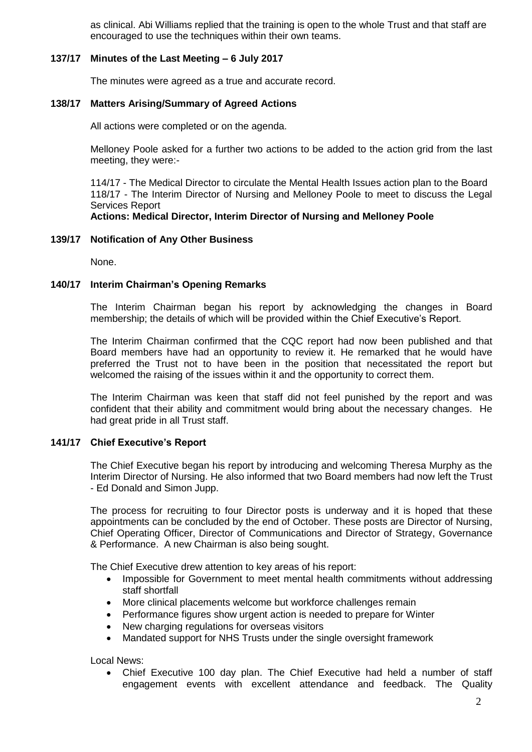as clinical. Abi Williams replied that the training is open to the whole Trust and that staff are encouraged to use the techniques within their own teams.

### 137/17 Minutes of the Last Meeting – 6 July 2017

The minutes were agreed as a true and accurate record.

### 138/17 Matters Arising/Summary of Agreed Actions

All actions were completed or on the agenda.

Melloney Poole asked for a further two actions to be added to the action grid from the last meeting, they were:-

114/17 - The Medical Director to circulate the Mental Health Issues action plan to the Board
118/17 - The Interim Director of Nursing and Melloney Poole to meet to discuss the Legal Services Report
**Actions: Medical Director, Interim Director of Nursing and Melloney Poole**

### 139/17 Notification of Any Other Business

None.

### 140/17 Interim Chairman's Opening Remarks

The Interim Chairman began his report by acknowledging the changes in Board membership; the details of which will be provided within the Chief Executive's Report.

The Interim Chairman confirmed that the CQC report had now been published and that Board members have had an opportunity to review it. He remarked that he would have preferred the Trust not to have been in the position that necessitated the report but welcomed the raising of the issues within it and the opportunity to correct them.

The Interim Chairman was keen that staff did not feel punished by the report and was confident that their ability and commitment would bring about the necessary changes. He had great pride in all Trust staff.

### 141/17 Chief Executive's Report

The Chief Executive began his report by introducing and welcoming Theresa Murphy as the Interim Director of Nursing. He also informed that two Board members had now left the Trust - Ed Donald and Simon Jupp.

The process for recruiting to four Director posts is underway and it is hoped that these appointments can be concluded by the end of October. These posts are Director of Nursing, Chief Operating Officer, Director of Communications and Director of Strategy, Governance & Performance. A new Chairman is also being sought.

The Chief Executive drew attention to key areas of his report:

- Impossible for Government to meet mental health commitments without addressing staff shortfall
- More clinical placements welcome but workforce challenges remain
- Performance figures show urgent action is needed to prepare for Winter
- New charging regulations for overseas visitors
- Mandated support for NHS Trusts under the single oversight framework

Local News:

- Chief Executive 100 day plan. The Chief Executive had held a number of staff engagement events with excellent attendance and feedback. The Quality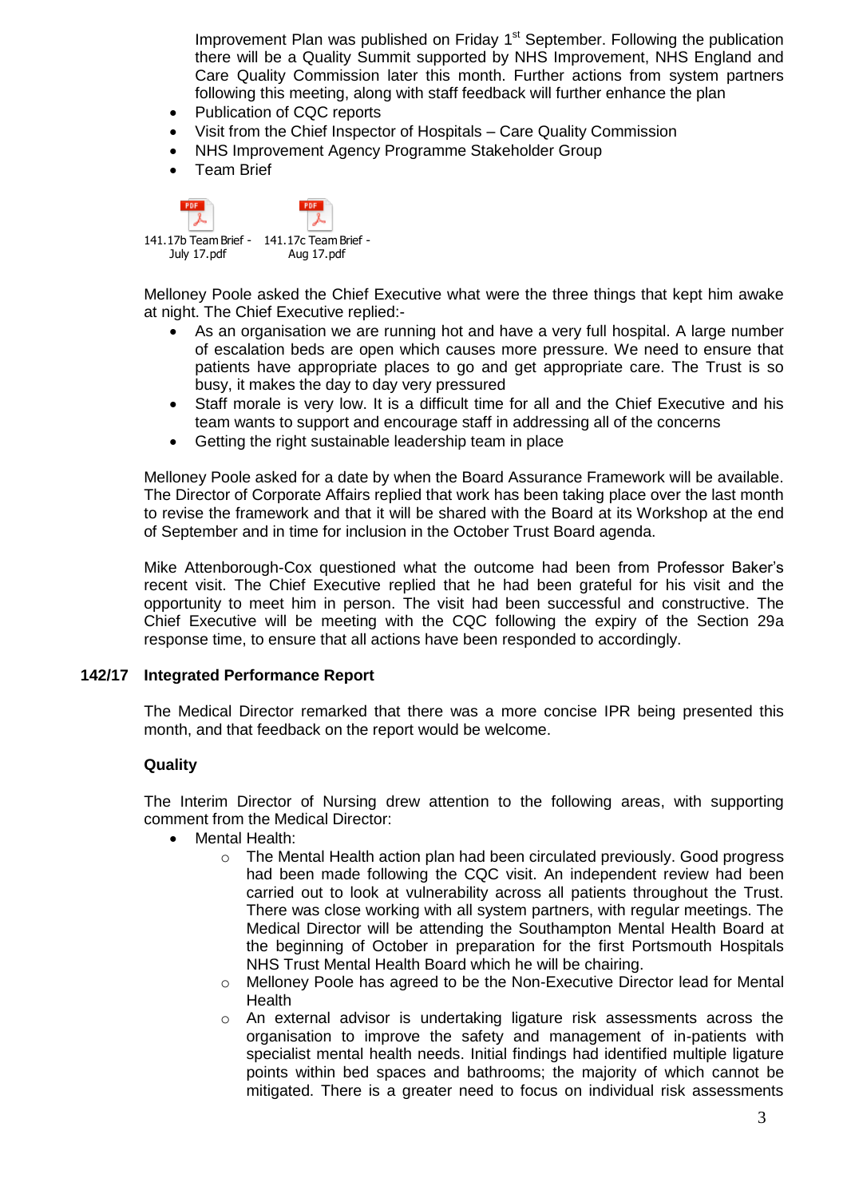Improvement Plan was published on Friday 1st September. Following the publication there will be a Quality Summit supported by NHS Improvement, NHS England and Care Quality Commission later this month. Further actions from system partners following this meeting, along with staff feedback will further enhance the plan

- Publication of CQC reports
- Visit from the Chief Inspector of Hospitals – Care Quality Commission
- NHS Improvement Agency Programme Stakeholder Group
- Team Brief

141.17b Team Brief - July 17.pdf     141.17c Team Brief - Aug 17.pdf

Melloney Poole asked the Chief Executive what were the three things that kept him awake at night. The Chief Executive replied:-

- As an organisation we are running hot and have a very full hospital. A large number of escalation beds are open which causes more pressure. We need to ensure that patients have appropriate places to go and get appropriate care. The Trust is so busy, it makes the day to day very pressured
- Staff morale is very low. It is a difficult time for all and the Chief Executive and his team wants to support and encourage staff in addressing all of the concerns
- Getting the right sustainable leadership team in place

Melloney Poole asked for a date by when the Board Assurance Framework will be available. The Director of Corporate Affairs replied that work has been taking place over the last month to revise the framework and that it will be shared with the Board at its Workshop at the end of September and in time for inclusion in the October Trust Board agenda.

Mike Attenborough-Cox questioned what the outcome had been from Professor Baker's recent visit. The Chief Executive replied that he had been grateful for his visit and the opportunity to meet him in person. The visit had been successful and constructive. The Chief Executive will be meeting with the CQC following the expiry of the Section 29a response time, to ensure that all actions have been responded to accordingly.

**142/17 Integrated Performance Report**

The Medical Director remarked that there was a more concise IPR being presented this month, and that feedback on the report would be welcome.

**Quality**

The Interim Director of Nursing drew attention to the following areas, with supporting comment from the Medical Director:

- Mental Health:
  - The Mental Health action plan had been circulated previously. Good progress had been made following the CQC visit. An independent review had been carried out to look at vulnerability across all patients throughout the Trust. There was close working with all system partners, with regular meetings. The Medical Director will be attending the Southampton Mental Health Board at the beginning of October in preparation for the first Portsmouth Hospitals NHS Trust Mental Health Board which he will be chairing.
  - Melloney Poole has agreed to be the Non-Executive Director lead for Mental Health
  - An external advisor is undertaking ligature risk assessments across the organisation to improve the safety and management of in-patients with specialist mental health needs. Initial findings had identified multiple ligature points within bed spaces and bathrooms; the majority of which cannot be mitigated. There is a greater need to focus on individual risk assessments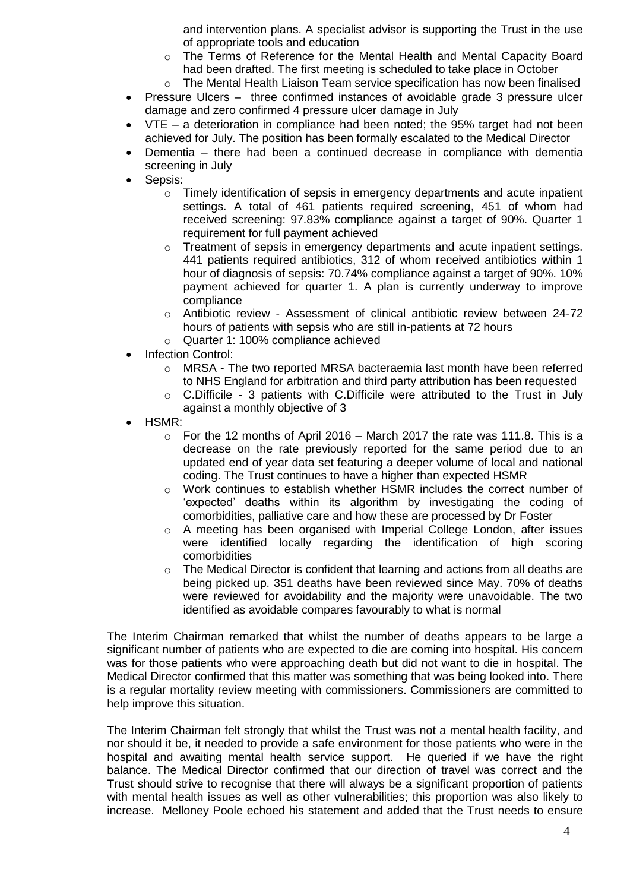and intervention plans. A specialist advisor is supporting the Trust in the use of appropriate tools and education
  - The Terms of Reference for the Mental Health and Mental Capacity Board had been drafted. The first meeting is scheduled to take place in October
  - The Mental Health Liaison Team service specification has now been finalised
- Pressure Ulcers – three confirmed instances of avoidable grade 3 pressure ulcer damage and zero confirmed 4 pressure ulcer damage in July
- VTE – a deterioration in compliance had been noted; the 95% target had not been achieved for July. The position has been formally escalated to the Medical Director
- Dementia – there had been a continued decrease in compliance with dementia screening in July
- Sepsis:
  - Timely identification of sepsis in emergency departments and acute inpatient settings. A total of 461 patients required screening, 451 of whom had received screening: 97.83% compliance against a target of 90%. Quarter 1 requirement for full payment achieved
  - Treatment of sepsis in emergency departments and acute inpatient settings. 441 patients required antibiotics, 312 of whom received antibiotics within 1 hour of diagnosis of sepsis: 70.74% compliance against a target of 90%. 10% payment achieved for quarter 1. A plan is currently underway to improve compliance
  - Antibiotic review - Assessment of clinical antibiotic review between 24-72 hours of patients with sepsis who are still in-patients at 72 hours
  - Quarter 1: 100% compliance achieved
- Infection Control:
  - MRSA - The two reported MRSA bacteraemia last month have been referred to NHS England for arbitration and third party attribution has been requested
  - C.Difficile - 3 patients with C.Difficile were attributed to the Trust in July against a monthly objective of 3
- HSMR:
  - For the 12 months of April 2016 – March 2017 the rate was 111.8. This is a decrease on the rate previously reported for the same period due to an updated end of year data set featuring a deeper volume of local and national coding. The Trust continues to have a higher than expected HSMR
  - Work continues to establish whether HSMR includes the correct number of 'expected' deaths within its algorithm by investigating the coding of comorbidities, palliative care and how these are processed by Dr Foster
  - A meeting has been organised with Imperial College London, after issues were identified locally regarding the identification of high scoring comorbidities
  - The Medical Director is confident that learning and actions from all deaths are being picked up. 351 deaths have been reviewed since May. 70% of deaths were reviewed for avoidability and the majority were unavoidable. The two identified as avoidable compares favourably to what is normal

The Interim Chairman remarked that whilst the number of deaths appears to be large a significant number of patients who are expected to die are coming into hospital. His concern was for those patients who were approaching death but did not want to die in hospital. The Medical Director confirmed that this matter was something that was being looked into. There is a regular mortality review meeting with commissioners. Commissioners are committed to help improve this situation.

The Interim Chairman felt strongly that whilst the Trust was not a mental health facility, and nor should it be, it needed to provide a safe environment for those patients who were in the hospital and awaiting mental health service support. He queried if we have the right balance. The Medical Director confirmed that our direction of travel was correct and the Trust should strive to recognise that there will always be a significant proportion of patients with mental health issues as well as other vulnerabilities; this proportion was also likely to increase. Melloney Poole echoed his statement and added that the Trust needs to ensure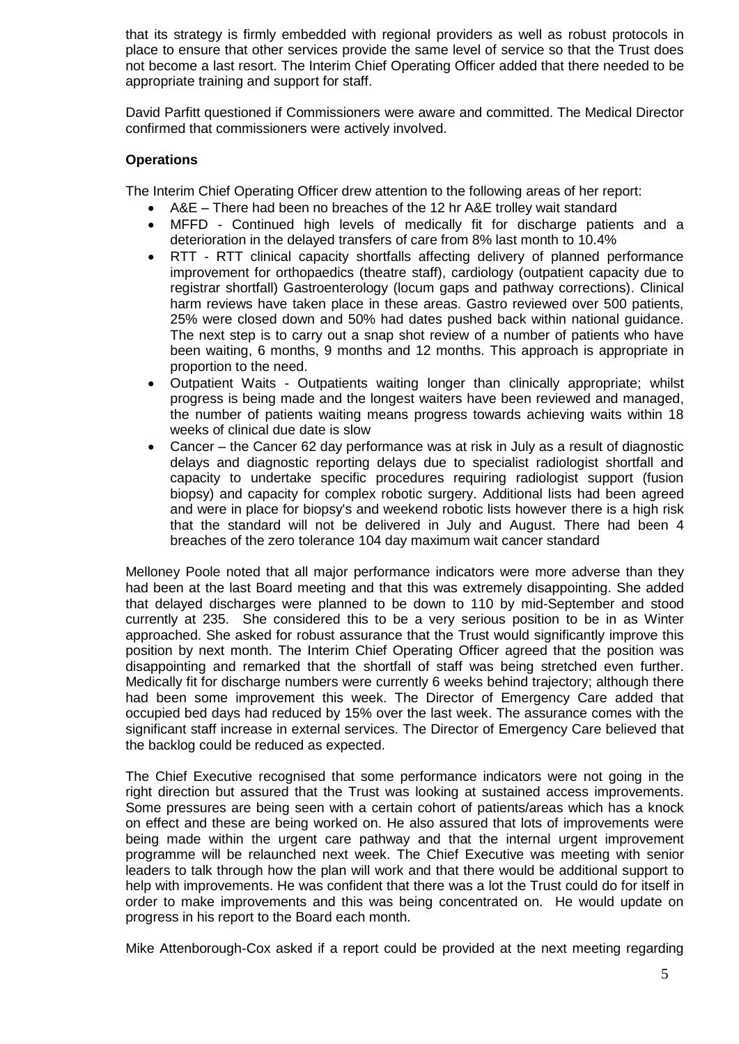that its strategy is firmly embedded with regional providers as well as robust protocols in place to ensure that other services provide the same level of service so that the Trust does not become a last resort. The Interim Chief Operating Officer added that there needed to be appropriate training and support for staff.

David Parfitt questioned if Commissioners were aware and committed. The Medical Director confirmed that commissioners were actively involved.

**Operations**

The Interim Chief Operating Officer drew attention to the following areas of her report:

- A&E – There had been no breaches of the 12 hr A&E trolley wait standard
- MFFD - Continued high levels of medically fit for discharge patients and a deterioration in the delayed transfers of care from 8% last month to 10.4%
- RTT - RTT clinical capacity shortfalls affecting delivery of planned performance improvement for orthopaedics (theatre staff), cardiology (outpatient capacity due to registrar shortfall) Gastroenterology (locum gaps and pathway corrections). Clinical harm reviews have taken place in these areas. Gastro reviewed over 500 patients, 25% were closed down and 50% had dates pushed back within national guidance. The next step is to carry out a snap shot review of a number of patients who have been waiting, 6 months, 9 months and 12 months. This approach is appropriate in proportion to the need.
- Outpatient Waits - Outpatients waiting longer than clinically appropriate; whilst progress is being made and the longest waiters have been reviewed and managed, the number of patients waiting means progress towards achieving waits within 18 weeks of clinical due date is slow
- Cancer – the Cancer 62 day performance was at risk in July as a result of diagnostic delays and diagnostic reporting delays due to specialist radiologist shortfall and capacity to undertake specific procedures requiring radiologist support (fusion biopsy) and capacity for complex robotic surgery. Additional lists had been agreed and were in place for biopsy's and weekend robotic lists however there is a high risk that the standard will not be delivered in July and August. There had been 4 breaches of the zero tolerance 104 day maximum wait cancer standard

Melloney Poole noted that all major performance indicators were more adverse than they had been at the last Board meeting and that this was extremely disappointing. She added that delayed discharges were planned to be down to 110 by mid-September and stood currently at 235. She considered this to be a very serious position to be in as Winter approached. She asked for robust assurance that the Trust would significantly improve this position by next month. The Interim Chief Operating Officer agreed that the position was disappointing and remarked that the shortfall of staff was being stretched even further. Medically fit for discharge numbers were currently 6 weeks behind trajectory; although there had been some improvement this week. The Director of Emergency Care added that occupied bed days had reduced by 15% over the last week. The assurance comes with the significant staff increase in external services. The Director of Emergency Care believed that the backlog could be reduced as expected.

The Chief Executive recognised that some performance indicators were not going in the right direction but assured that the Trust was looking at sustained access improvements. Some pressures are being seen with a certain cohort of patients/areas which has a knock on effect and these are being worked on. He also assured that lots of improvements were being made within the urgent care pathway and that the internal urgent improvement programme will be relaunched next week. The Chief Executive was meeting with senior leaders to talk through how the plan will work and that there would be additional support to help with improvements. He was confident that there was a lot the Trust could do for itself in order to make improvements and this was being concentrated on. He would update on progress in his report to the Board each month.

Mike Attenborough-Cox asked if a report could be provided at the next meeting regarding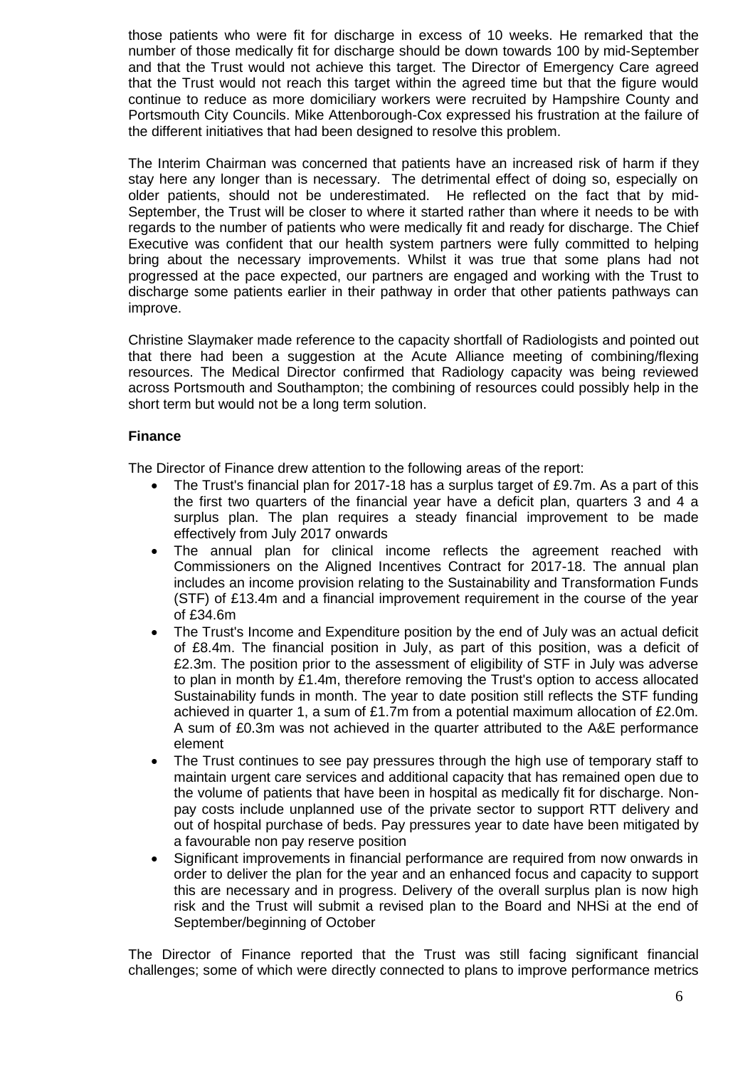those patients who were fit for discharge in excess of 10 weeks. He remarked that the number of those medically fit for discharge should be down towards 100 by mid-September and that the Trust would not achieve this target. The Director of Emergency Care agreed that the Trust would not reach this target within the agreed time but that the figure would continue to reduce as more domiciliary workers were recruited by Hampshire County and Portsmouth City Councils. Mike Attenborough-Cox expressed his frustration at the failure of the different initiatives that had been designed to resolve this problem.

The Interim Chairman was concerned that patients have an increased risk of harm if they stay here any longer than is necessary. The detrimental effect of doing so, especially on older patients, should not be underestimated. He reflected on the fact that by mid-September, the Trust will be closer to where it started rather than where it needs to be with regards to the number of patients who were medically fit and ready for discharge. The Chief Executive was confident that our health system partners were fully committed to helping bring about the necessary improvements. Whilst it was true that some plans had not progressed at the pace expected, our partners are engaged and working with the Trust to discharge some patients earlier in their pathway in order that other patients pathways can improve.

Christine Slaymaker made reference to the capacity shortfall of Radiologists and pointed out that there had been a suggestion at the Acute Alliance meeting of combining/flexing resources. The Medical Director confirmed that Radiology capacity was being reviewed across Portsmouth and Southampton; the combining of resources could possibly help in the short term but would not be a long term solution.

**Finance**

The Director of Finance drew attention to the following areas of the report:

- The Trust's financial plan for 2017-18 has a surplus target of £9.7m. As a part of this the first two quarters of the financial year have a deficit plan, quarters 3 and 4 a surplus plan. The plan requires a steady financial improvement to be made effectively from July 2017 onwards
- The annual plan for clinical income reflects the agreement reached with Commissioners on the Aligned Incentives Contract for 2017-18. The annual plan includes an income provision relating to the Sustainability and Transformation Funds (STF) of £13.4m and a financial improvement requirement in the course of the year of £34.6m
- The Trust's Income and Expenditure position by the end of July was an actual deficit of £8.4m. The financial position in July, as part of this position, was a deficit of £2.3m. The position prior to the assessment of eligibility of STF in July was adverse to plan in month by £1.4m, therefore removing the Trust's option to access allocated Sustainability funds in month. The year to date position still reflects the STF funding achieved in quarter 1, a sum of £1.7m from a potential maximum allocation of £2.0m. A sum of £0.3m was not achieved in the quarter attributed to the A&E performance element
- The Trust continues to see pay pressures through the high use of temporary staff to maintain urgent care services and additional capacity that has remained open due to the volume of patients that have been in hospital as medically fit for discharge. Non-pay costs include unplanned use of the private sector to support RTT delivery and out of hospital purchase of beds. Pay pressures year to date have been mitigated by a favourable non pay reserve position
- Significant improvements in financial performance are required from now onwards in order to deliver the plan for the year and an enhanced focus and capacity to support this are necessary and in progress. Delivery of the overall surplus plan is now high risk and the Trust will submit a revised plan to the Board and NHSi at the end of September/beginning of October

The Director of Finance reported that the Trust was still facing significant financial challenges; some of which were directly connected to plans to improve performance metrics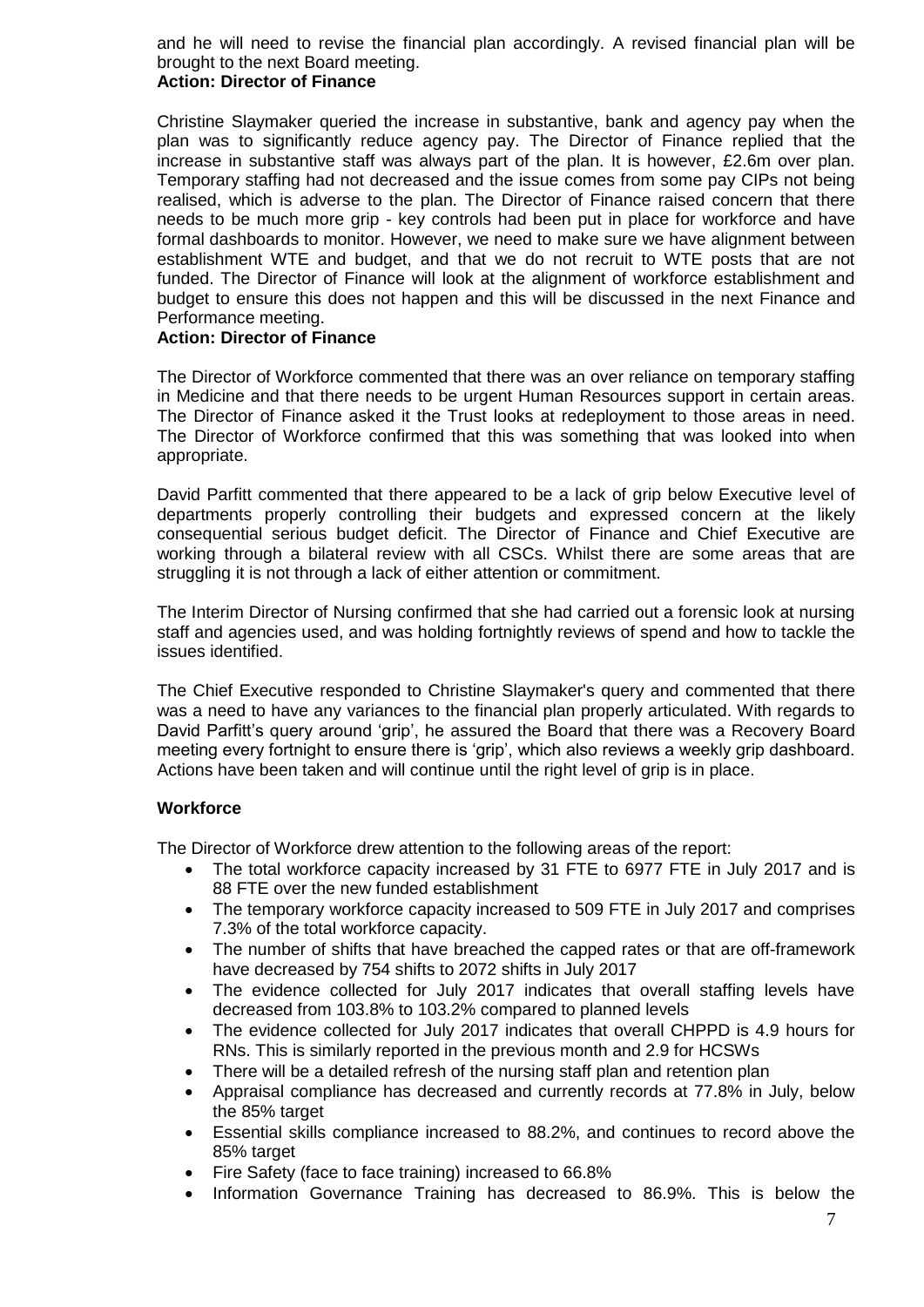and he will need to revise the financial plan accordingly. A revised financial plan will be brought to the next Board meeting.
**Action: Director of Finance**

Christine Slaymaker queried the increase in substantive, bank and agency pay when the plan was to significantly reduce agency pay. The Director of Finance replied that the increase in substantive staff was always part of the plan. It is however, £2.6m over plan. Temporary staffing had not decreased and the issue comes from some pay CIPs not being realised, which is adverse to the plan. The Director of Finance raised concern that there needs to be much more grip - key controls had been put in place for workforce and have formal dashboards to monitor. However, we need to make sure we have alignment between establishment WTE and budget, and that we do not recruit to WTE posts that are not funded. The Director of Finance will look at the alignment of workforce establishment and budget to ensure this does not happen and this will be discussed in the next Finance and Performance meeting.
**Action: Director of Finance**

The Director of Workforce commented that there was an over reliance on temporary staffing in Medicine and that there needs to be urgent Human Resources support in certain areas. The Director of Finance asked it the Trust looks at redeployment to those areas in need. The Director of Workforce confirmed that this was something that was looked into when appropriate.

David Parfitt commented that there appeared to be a lack of grip below Executive level of departments properly controlling their budgets and expressed concern at the likely consequential serious budget deficit. The Director of Finance and Chief Executive are working through a bilateral review with all CSCs. Whilst there are some areas that are struggling it is not through a lack of either attention or commitment.

The Interim Director of Nursing confirmed that she had carried out a forensic look at nursing staff and agencies used, and was holding fortnightly reviews of spend and how to tackle the issues identified.

The Chief Executive responded to Christine Slaymaker's query and commented that there was a need to have any variances to the financial plan properly articulated. With regards to David Parfitt's query around 'grip', he assured the Board that there was a Recovery Board meeting every fortnight to ensure there is 'grip', which also reviews a weekly grip dashboard. Actions have been taken and will continue until the right level of grip is in place.

**Workforce**

The Director of Workforce drew attention to the following areas of the report:

- The total workforce capacity increased by 31 FTE to 6977 FTE in July 2017 and is 88 FTE over the new funded establishment
- The temporary workforce capacity increased to 509 FTE in July 2017 and comprises 7.3% of the total workforce capacity.
- The number of shifts that have breached the capped rates or that are off-framework have decreased by 754 shifts to 2072 shifts in July 2017
- The evidence collected for July 2017 indicates that overall staffing levels have decreased from 103.8% to 103.2% compared to planned levels
- The evidence collected for July 2017 indicates that overall CHPPD is 4.9 hours for RNs. This is similarly reported in the previous month and 2.9 for HCSWs
- There will be a detailed refresh of the nursing staff plan and retention plan
- Appraisal compliance has decreased and currently records at 77.8% in July, below the 85% target
- Essential skills compliance increased to 88.2%, and continues to record above the 85% target
- Fire Safety (face to face training) increased to 66.8%
- Information Governance Training has decreased to 86.9%. This is below the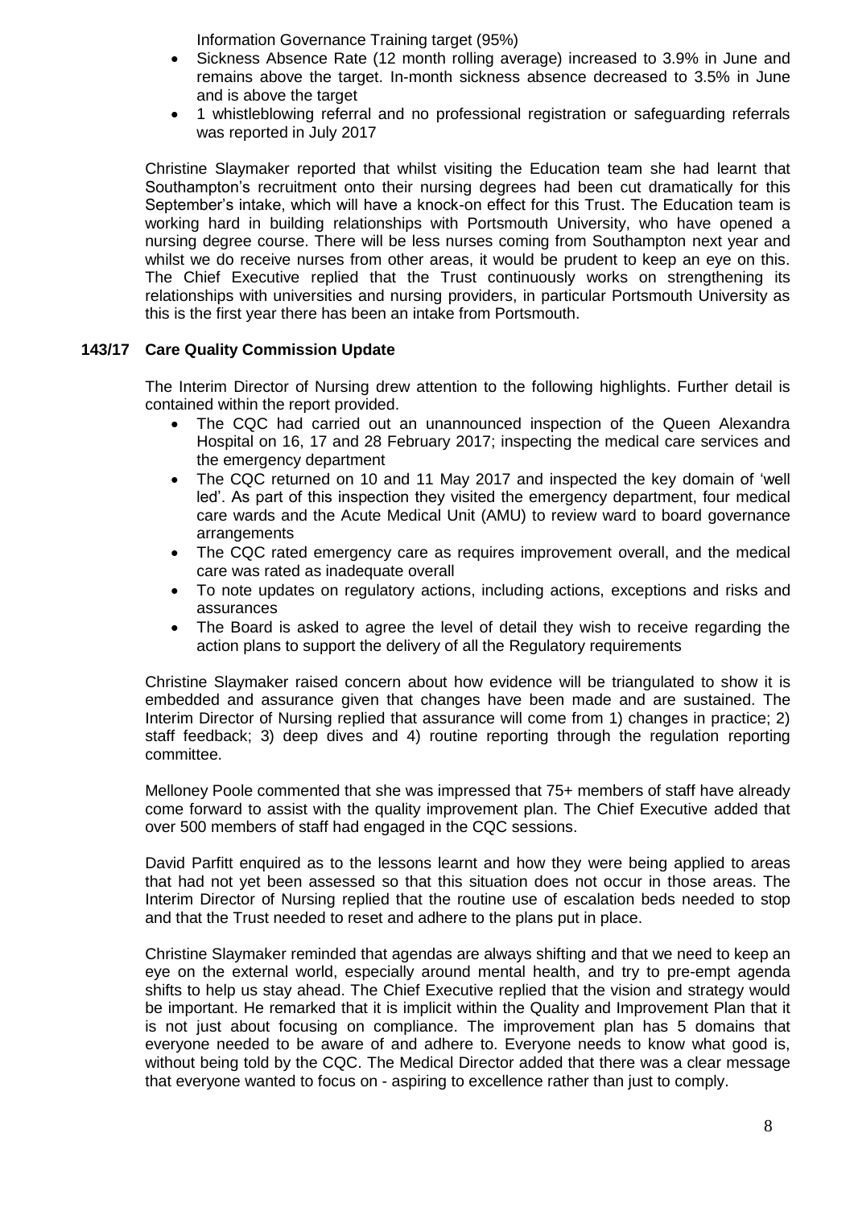Information Governance Training target (95%)

- Sickness Absence Rate (12 month rolling average) increased to 3.9% in June and remains above the target. In-month sickness absence decreased to 3.5% in June and is above the target
- 1 whistleblowing referral and no professional registration or safeguarding referrals was reported in July 2017

Christine Slaymaker reported that whilst visiting the Education team she had learnt that Southampton's recruitment onto their nursing degrees had been cut dramatically for this September's intake, which will have a knock-on effect for this Trust. The Education team is working hard in building relationships with Portsmouth University, who have opened a nursing degree course. There will be less nurses coming from Southampton next year and whilst we do receive nurses from other areas, it would be prudent to keep an eye on this. The Chief Executive replied that the Trust continuously works on strengthening its relationships with universities and nursing providers, in particular Portsmouth University as this is the first year there has been an intake from Portsmouth.

**143/17 Care Quality Commission Update**

The Interim Director of Nursing drew attention to the following highlights. Further detail is contained within the report provided.

- The CQC had carried out an unannounced inspection of the Queen Alexandra Hospital on 16, 17 and 28 February 2017; inspecting the medical care services and the emergency department
- The CQC returned on 10 and 11 May 2017 and inspected the key domain of 'well led'. As part of this inspection they visited the emergency department, four medical care wards and the Acute Medical Unit (AMU) to review ward to board governance arrangements
- The CQC rated emergency care as requires improvement overall, and the medical care was rated as inadequate overall
- To note updates on regulatory actions, including actions, exceptions and risks and assurances
- The Board is asked to agree the level of detail they wish to receive regarding the action plans to support the delivery of all the Regulatory requirements

Christine Slaymaker raised concern about how evidence will be triangulated to show it is embedded and assurance given that changes have been made and are sustained. The Interim Director of Nursing replied that assurance will come from 1) changes in practice; 2) staff feedback; 3) deep dives and 4) routine reporting through the regulation reporting committee.

Melloney Poole commented that she was impressed that 75+ members of staff have already come forward to assist with the quality improvement plan. The Chief Executive added that over 500 members of staff had engaged in the CQC sessions.

David Parfitt enquired as to the lessons learnt and how they were being applied to areas that had not yet been assessed so that this situation does not occur in those areas. The Interim Director of Nursing replied that the routine use of escalation beds needed to stop and that the Trust needed to reset and adhere to the plans put in place.

Christine Slaymaker reminded that agendas are always shifting and that we need to keep an eye on the external world, especially around mental health, and try to pre-empt agenda shifts to help us stay ahead. The Chief Executive replied that the vision and strategy would be important. He remarked that it is implicit within the Quality and Improvement Plan that it is not just about focusing on compliance. The improvement plan has 5 domains that everyone needed to be aware of and adhere to. Everyone needs to know what good is, without being told by the CQC. The Medical Director added that there was a clear message that everyone wanted to focus on - aspiring to excellence rather than just to comply.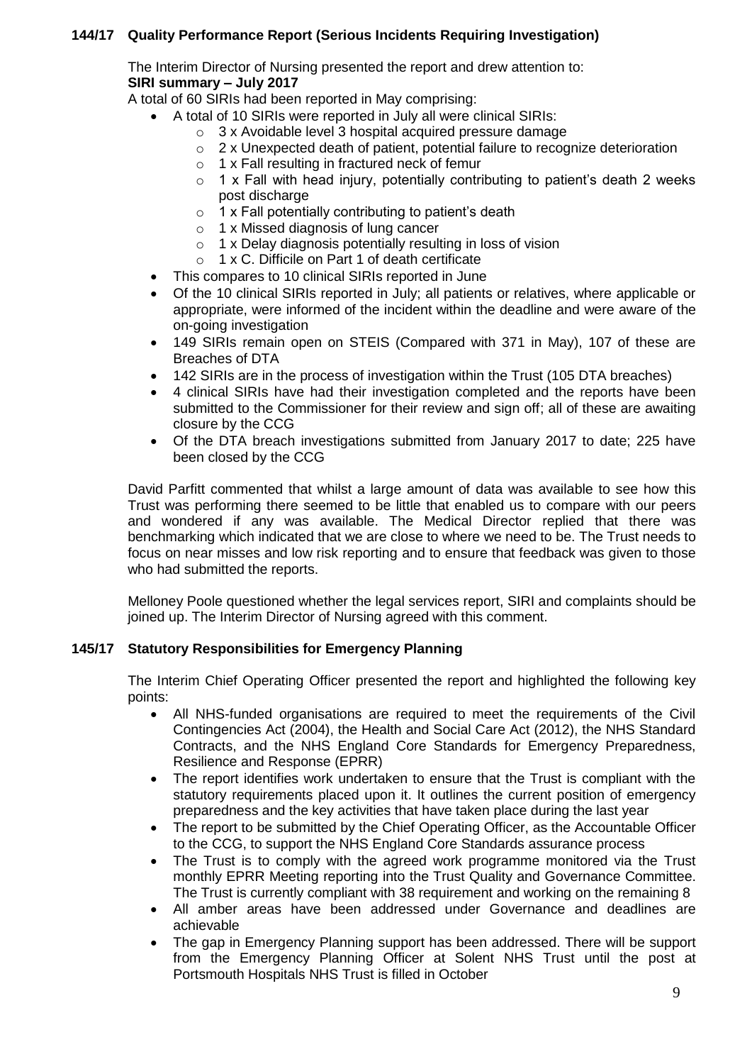**144/17 Quality Performance Report (Serious Incidents Requiring Investigation)**

The Interim Director of Nursing presented the report and drew attention to:

**SIRI summary – July 2017**

A total of 60 SIRIs had been reported in May comprising:

- A total of 10 SIRIs were reported in July all were clinical SIRIs:
  - 3 x Avoidable level 3 hospital acquired pressure damage
  - 2 x Unexpected death of patient, potential failure to recognize deterioration
  - 1 x Fall resulting in fractured neck of femur
  - 1 x Fall with head injury, potentially contributing to patient's death 2 weeks post discharge
  - 1 x Fall potentially contributing to patient's death
  - 1 x Missed diagnosis of lung cancer
  - 1 x Delay diagnosis potentially resulting in loss of vision
  - 1 x C. Difficile on Part 1 of death certificate
- This compares to 10 clinical SIRIs reported in June
- Of the 10 clinical SIRIs reported in July; all patients or relatives, where applicable or appropriate, were informed of the incident within the deadline and were aware of the on-going investigation
- 149 SIRIs remain open on STEIS (Compared with 371 in May), 107 of these are Breaches of DTA
- 142 SIRIs are in the process of investigation within the Trust (105 DTA breaches)
- 4 clinical SIRIs have had their investigation completed and the reports have been submitted to the Commissioner for their review and sign off; all of these are awaiting closure by the CCG
- Of the DTA breach investigations submitted from January 2017 to date; 225 have been closed by the CCG

David Parfitt commented that whilst a large amount of data was available to see how this Trust was performing there seemed to be little that enabled us to compare with our peers and wondered if any was available. The Medical Director replied that there was benchmarking which indicated that we are close to where we need to be. The Trust needs to focus on near misses and low risk reporting and to ensure that feedback was given to those who had submitted the reports.

Melloney Poole questioned whether the legal services report, SIRI and complaints should be joined up. The Interim Director of Nursing agreed with this comment.

**145/17 Statutory Responsibilities for Emergency Planning**

The Interim Chief Operating Officer presented the report and highlighted the following key points:

- All NHS-funded organisations are required to meet the requirements of the Civil Contingencies Act (2004), the Health and Social Care Act (2012), the NHS Standard Contracts, and the NHS England Core Standards for Emergency Preparedness, Resilience and Response (EPRR)
- The report identifies work undertaken to ensure that the Trust is compliant with the statutory requirements placed upon it. It outlines the current position of emergency preparedness and the key activities that have taken place during the last year
- The report to be submitted by the Chief Operating Officer, as the Accountable Officer to the CCG, to support the NHS England Core Standards assurance process
- The Trust is to comply with the agreed work programme monitored via the Trust monthly EPRR Meeting reporting into the Trust Quality and Governance Committee. The Trust is currently compliant with 38 requirement and working on the remaining 8
- All amber areas have been addressed under Governance and deadlines are achievable
- The gap in Emergency Planning support has been addressed. There will be support from the Emergency Planning Officer at Solent NHS Trust until the post at Portsmouth Hospitals NHS Trust is filled in October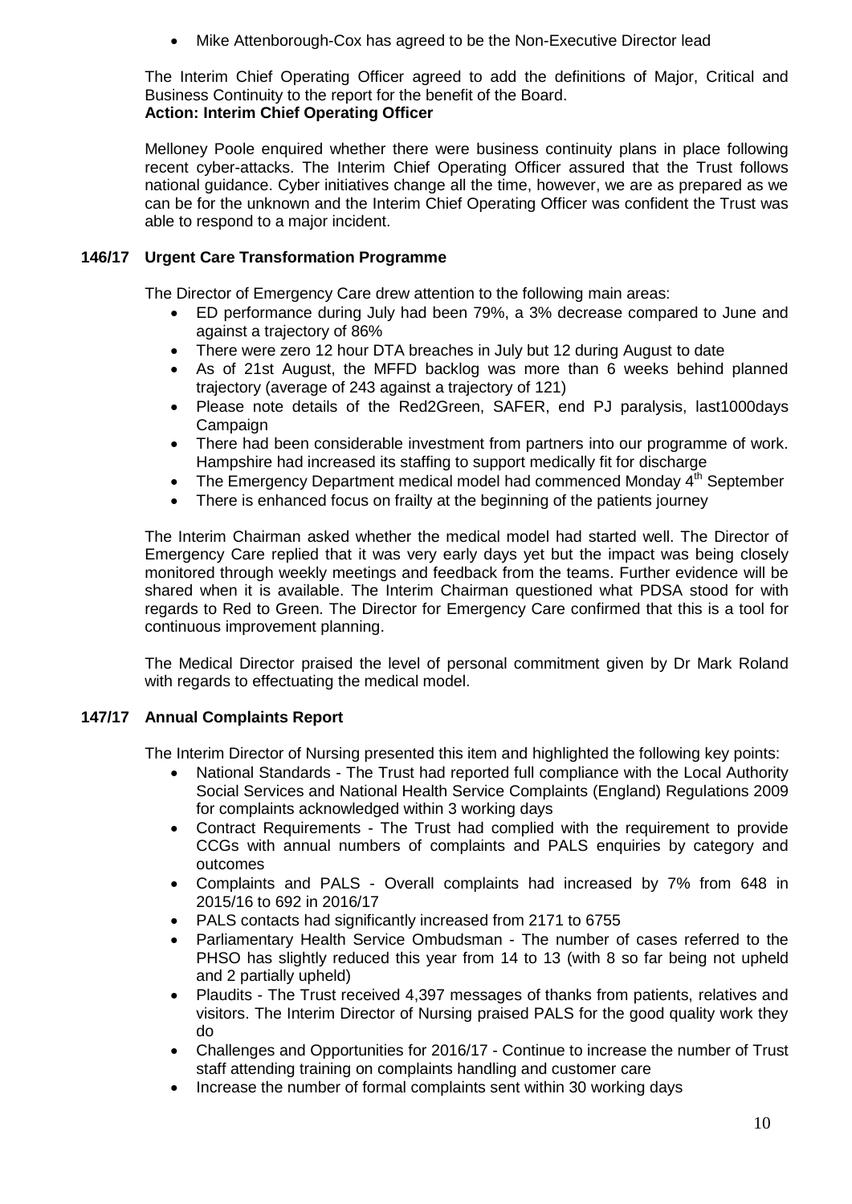- Mike Attenborough-Cox has agreed to be the Non-Executive Director lead

The Interim Chief Operating Officer agreed to add the definitions of Major, Critical and Business Continuity to the report for the benefit of the Board.
**Action: Interim Chief Operating Officer**

Melloney Poole enquired whether there were business continuity plans in place following recent cyber-attacks. The Interim Chief Operating Officer assured that the Trust follows national guidance. Cyber initiatives change all the time, however, we are as prepared as we can be for the unknown and the Interim Chief Operating Officer was confident the Trust was able to respond to a major incident.

**146/17 Urgent Care Transformation Programme**

The Director of Emergency Care drew attention to the following main areas:

- ED performance during July had been 79%, a 3% decrease compared to June and against a trajectory of 86%
- There were zero 12 hour DTA breaches in July but 12 during August to date
- As of 21st August, the MFFD backlog was more than 6 weeks behind planned trajectory (average of 243 against a trajectory of 121)
- Please note details of the Red2Green, SAFER, end PJ paralysis, last1000days Campaign
- There had been considerable investment from partners into our programme of work. Hampshire had increased its staffing to support medically fit for discharge
- The Emergency Department medical model had commenced Monday 4th September
- There is enhanced focus on frailty at the beginning of the patients journey

The Interim Chairman asked whether the medical model had started well. The Director of Emergency Care replied that it was very early days yet but the impact was being closely monitored through weekly meetings and feedback from the teams. Further evidence will be shared when it is available. The Interim Chairman questioned what PDSA stood for with regards to Red to Green. The Director for Emergency Care confirmed that this is a tool for continuous improvement planning.

The Medical Director praised the level of personal commitment given by Dr Mark Roland with regards to effectuating the medical model.

**147/17 Annual Complaints Report**

The Interim Director of Nursing presented this item and highlighted the following key points:

- National Standards - The Trust had reported full compliance with the Local Authority Social Services and National Health Service Complaints (England) Regulations 2009 for complaints acknowledged within 3 working days
- Contract Requirements - The Trust had complied with the requirement to provide CCGs with annual numbers of complaints and PALS enquiries by category and outcomes
- Complaints and PALS - Overall complaints had increased by 7% from 648 in 2015/16 to 692 in 2016/17
- PALS contacts had significantly increased from 2171 to 6755
- Parliamentary Health Service Ombudsman - The number of cases referred to the PHSO has slightly reduced this year from 14 to 13 (with 8 so far being not upheld and 2 partially upheld)
- Plaudits - The Trust received 4,397 messages of thanks from patients, relatives and visitors. The Interim Director of Nursing praised PALS for the good quality work they do
- Challenges and Opportunities for 2016/17 - Continue to increase the number of Trust staff attending training on complaints handling and customer care
- Increase the number of formal complaints sent within 30 working days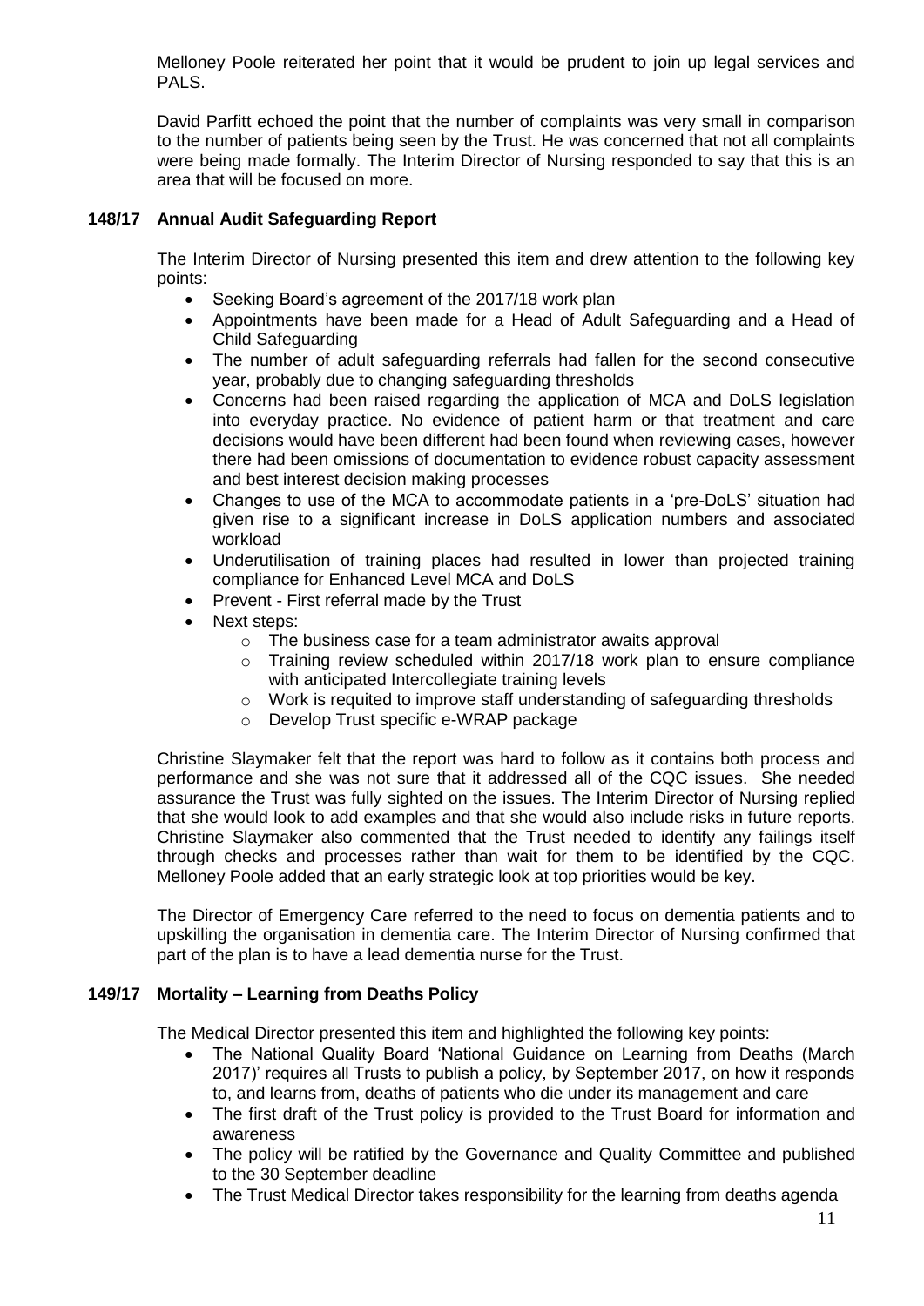Melloney Poole reiterated her point that it would be prudent to join up legal services and PALS.

David Parfitt echoed the point that the number of complaints was very small in comparison to the number of patients being seen by the Trust. He was concerned that not all complaints were being made formally. The Interim Director of Nursing responded to say that this is an area that will be focused on more.

### 148/17 Annual Audit Safeguarding Report

The Interim Director of Nursing presented this item and drew attention to the following key points:

- Seeking Board's agreement of the 2017/18 work plan
- Appointments have been made for a Head of Adult Safeguarding and a Head of Child Safeguarding
- The number of adult safeguarding referrals had fallen for the second consecutive year, probably due to changing safeguarding thresholds
- Concerns had been raised regarding the application of MCA and DoLS legislation into everyday practice. No evidence of patient harm or that treatment and care decisions would have been different had been found when reviewing cases, however there had been omissions of documentation to evidence robust capacity assessment and best interest decision making processes
- Changes to use of the MCA to accommodate patients in a 'pre-DoLS' situation had given rise to a significant increase in DoLS application numbers and associated workload
- Underutilisation of training places had resulted in lower than projected training compliance for Enhanced Level MCA and DoLS
- Prevent - First referral made by the Trust
- Next steps:
    - The business case for a team administrator awaits approval
    - Training review scheduled within 2017/18 work plan to ensure compliance with anticipated Intercollegiate training levels
    - Work is requited to improve staff understanding of safeguarding thresholds
    - Develop Trust specific e-WRAP package

Christine Slaymaker felt that the report was hard to follow as it contains both process and performance and she was not sure that it addressed all of the CQC issues. She needed assurance the Trust was fully sighted on the issues. The Interim Director of Nursing replied that she would look to add examples and that she would also include risks in future reports. Christine Slaymaker also commented that the Trust needed to identify any failings itself through checks and processes rather than wait for them to be identified by the CQC. Melloney Poole added that an early strategic look at top priorities would be key.

The Director of Emergency Care referred to the need to focus on dementia patients and to upskilling the organisation in dementia care. The Interim Director of Nursing confirmed that part of the plan is to have a lead dementia nurse for the Trust.

### 149/17 Mortality – Learning from Deaths Policy

The Medical Director presented this item and highlighted the following key points:

- The National Quality Board 'National Guidance on Learning from Deaths (March 2017)' requires all Trusts to publish a policy, by September 2017, on how it responds to, and learns from, deaths of patients who die under its management and care
- The first draft of the Trust policy is provided to the Trust Board for information and awareness
- The policy will be ratified by the Governance and Quality Committee and published to the 30 September deadline
- The Trust Medical Director takes responsibility for the learning from deaths agenda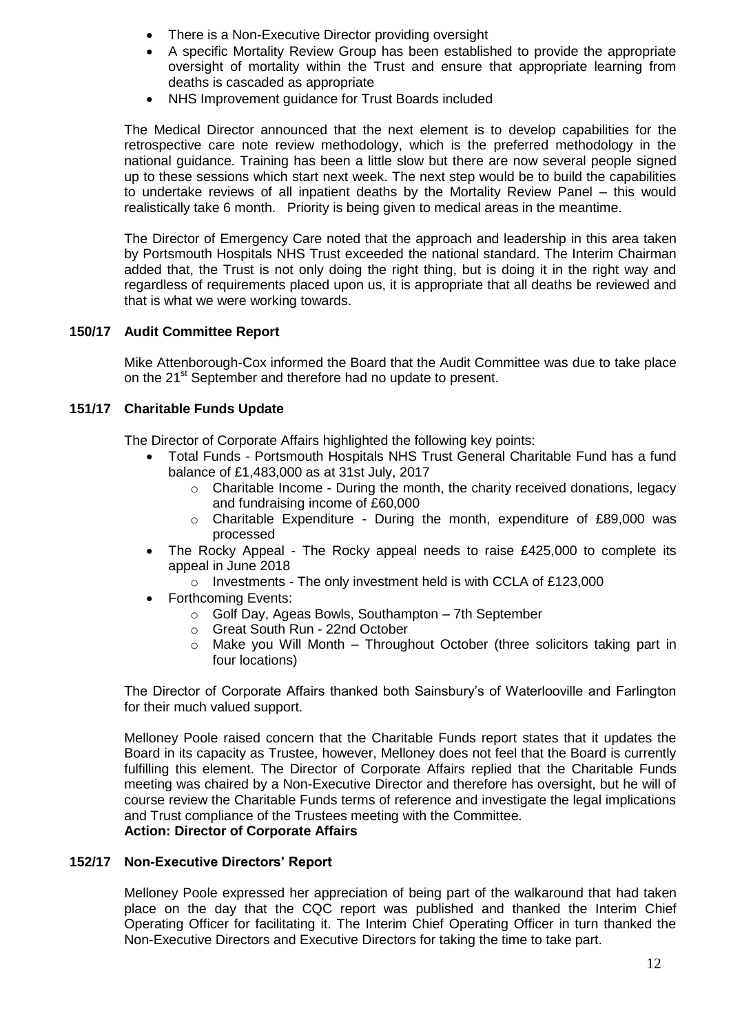- There is a Non-Executive Director providing oversight
- A specific Mortality Review Group has been established to provide the appropriate oversight of mortality within the Trust and ensure that appropriate learning from deaths is cascaded as appropriate
- NHS Improvement guidance for Trust Boards included

The Medical Director announced that the next element is to develop capabilities for the retrospective care note review methodology, which is the preferred methodology in the national guidance. Training has been a little slow but there are now several people signed up to these sessions which start next week. The next step would be to build the capabilities to undertake reviews of all inpatient deaths by the Mortality Review Panel – this would realistically take 6 month. Priority is being given to medical areas in the meantime.

The Director of Emergency Care noted that the approach and leadership in this area taken by Portsmouth Hospitals NHS Trust exceeded the national standard. The Interim Chairman added that, the Trust is not only doing the right thing, but is doing it in the right way and regardless of requirements placed upon us, it is appropriate that all deaths be reviewed and that is what we were working towards.

**150/17 Audit Committee Report**

Mike Attenborough-Cox informed the Board that the Audit Committee was due to take place on the 21st September and therefore had no update to present.

**151/17 Charitable Funds Update**

The Director of Corporate Affairs highlighted the following key points:

- Total Funds - Portsmouth Hospitals NHS Trust General Charitable Fund has a fund balance of £1,483,000 as at 31st July, 2017
  - Charitable Income - During the month, the charity received donations, legacy and fundraising income of £60,000
  - Charitable Expenditure - During the month, expenditure of £89,000 was processed
- The Rocky Appeal - The Rocky appeal needs to raise £425,000 to complete its appeal in June 2018
  - Investments - The only investment held is with CCLA of £123,000
- Forthcoming Events:
  - Golf Day, Ageas Bowls, Southampton – 7th September
  - Great South Run - 22nd October
  - Make you Will Month – Throughout October (three solicitors taking part in four locations)

The Director of Corporate Affairs thanked both Sainsbury's of Waterlooville and Farlington for their much valued support.

Melloney Poole raised concern that the Charitable Funds report states that it updates the Board in its capacity as Trustee, however, Melloney does not feel that the Board is currently fulfilling this element. The Director of Corporate Affairs replied that the Charitable Funds meeting was chaired by a Non-Executive Director and therefore has oversight, but he will of course review the Charitable Funds terms of reference and investigate the legal implications and Trust compliance of the Trustees meeting with the Committee.
**Action: Director of Corporate Affairs**

**152/17 Non-Executive Directors' Report**

Melloney Poole expressed her appreciation of being part of the walkaround that had taken place on the day that the CQC report was published and thanked the Interim Chief Operating Officer for facilitating it. The Interim Chief Operating Officer in turn thanked the Non-Executive Directors and Executive Directors for taking the time to take part.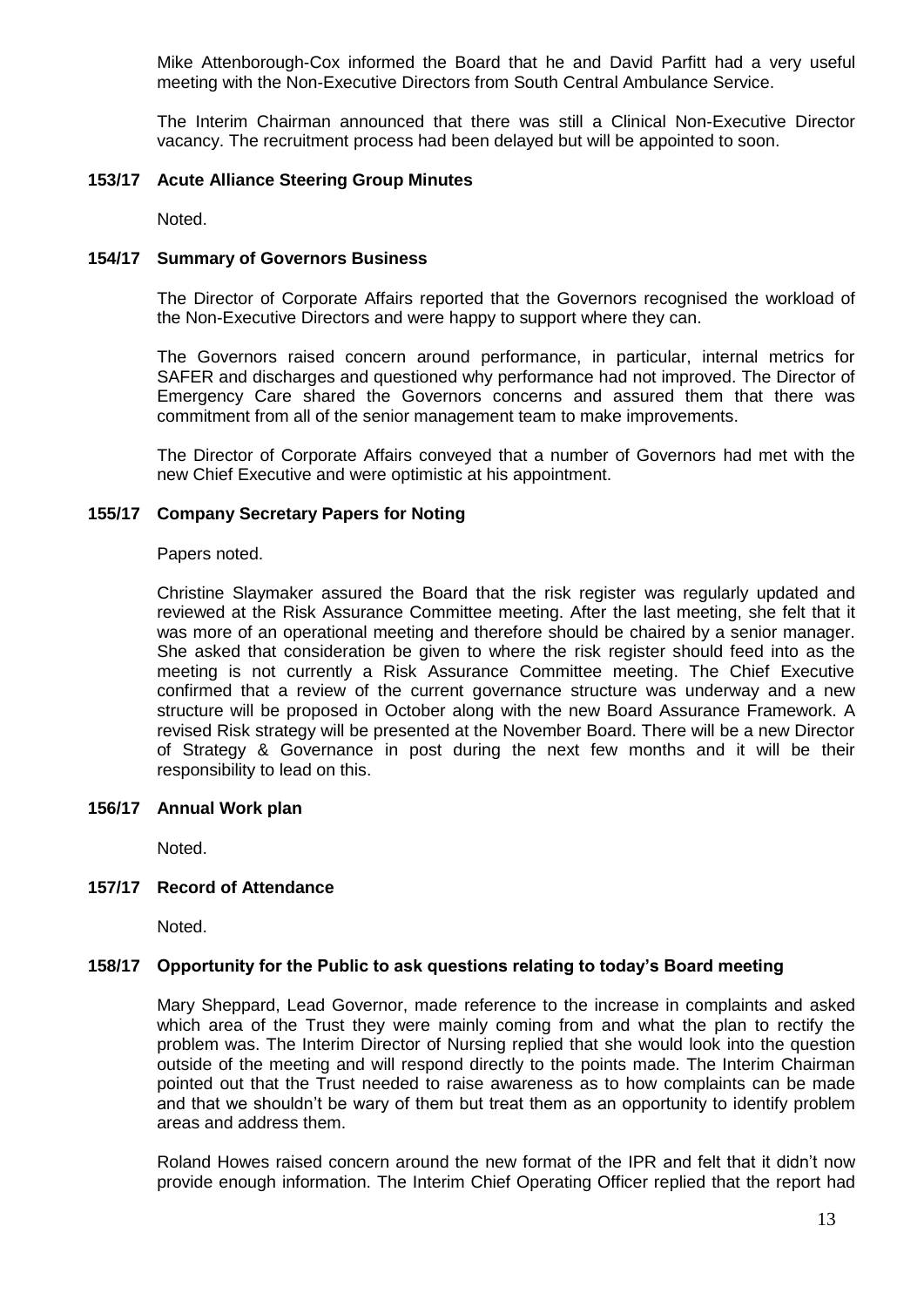Mike Attenborough-Cox informed the Board that he and David Parfitt had a very useful meeting with the Non-Executive Directors from South Central Ambulance Service.

The Interim Chairman announced that there was still a Clinical Non-Executive Director vacancy. The recruitment process had been delayed but will be appointed to soon.

### 153/17 Acute Alliance Steering Group Minutes

Noted.

### 154/17 Summary of Governors Business

The Director of Corporate Affairs reported that the Governors recognised the workload of the Non-Executive Directors and were happy to support where they can.

The Governors raised concern around performance, in particular, internal metrics for SAFER and discharges and questioned why performance had not improved. The Director of Emergency Care shared the Governors concerns and assured them that there was commitment from all of the senior management team to make improvements.

The Director of Corporate Affairs conveyed that a number of Governors had met with the new Chief Executive and were optimistic at his appointment.

### 155/17 Company Secretary Papers for Noting

Papers noted.

Christine Slaymaker assured the Board that the risk register was regularly updated and reviewed at the Risk Assurance Committee meeting. After the last meeting, she felt that it was more of an operational meeting and therefore should be chaired by a senior manager. She asked that consideration be given to where the risk register should feed into as the meeting is not currently a Risk Assurance Committee meeting. The Chief Executive confirmed that a review of the current governance structure was underway and a new structure will be proposed in October along with the new Board Assurance Framework. A revised Risk strategy will be presented at the November Board. There will be a new Director of Strategy & Governance in post during the next few months and it will be their responsibility to lead on this.

### 156/17 Annual Work plan

Noted.

### 157/17 Record of Attendance

Noted.

### 158/17 Opportunity for the Public to ask questions relating to today's Board meeting

Mary Sheppard, Lead Governor, made reference to the increase in complaints and asked which area of the Trust they were mainly coming from and what the plan to rectify the problem was. The Interim Director of Nursing replied that she would look into the question outside of the meeting and will respond directly to the points made. The Interim Chairman pointed out that the Trust needed to raise awareness as to how complaints can be made and that we shouldn't be wary of them but treat them as an opportunity to identify problem areas and address them.

Roland Howes raised concern around the new format of the IPR and felt that it didn't now provide enough information. The Interim Chief Operating Officer replied that the report had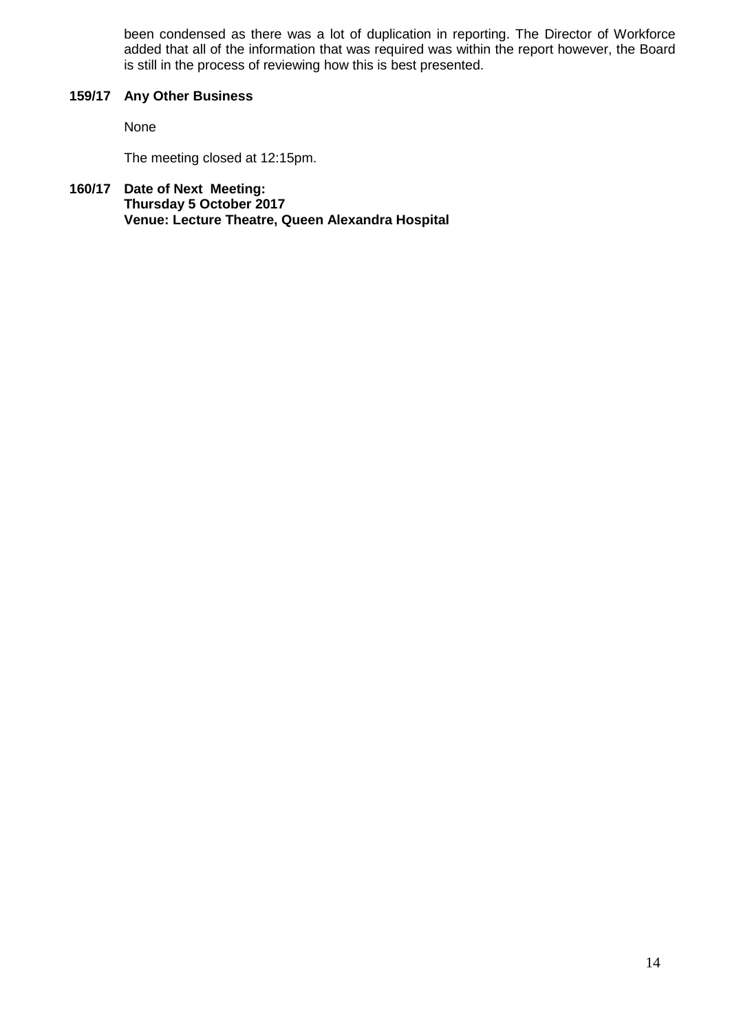been condensed as there was a lot of duplication in reporting. The Director of Workforce added that all of the information that was required was within the report however, the Board is still in the process of reviewing how this is best presented.

**159/17 Any Other Business**

None

The meeting closed at 12:15pm.

**160/17 Date of Next Meeting:**
**Thursday 5 October 2017**
**Venue: Lecture Theatre, Queen Alexandra Hospital**